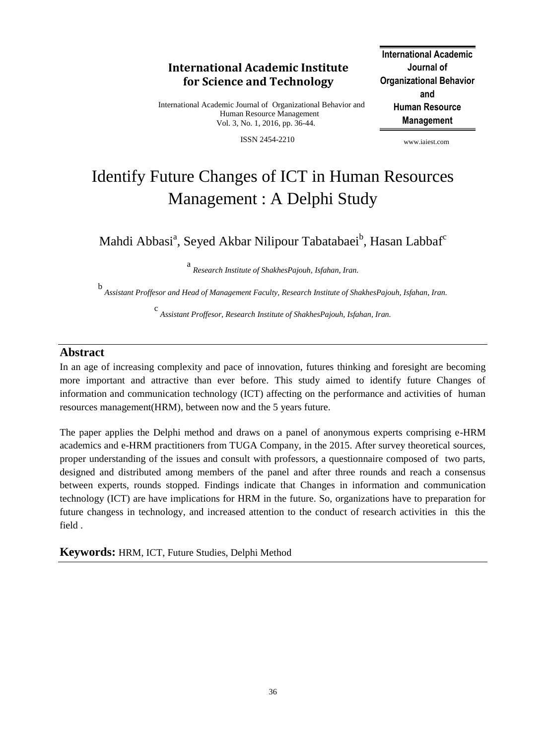# Identify Future Changes of ICT in Human Resources Management : A Delphi Study

Mahdi Abbasi[a], Seyed Akbar Nilipour Tabatabaei[b], Hasan Labbaf[c]

[a] *Research Institute of ShakhesPajouh, Isfahan, Iran.*

[b] *Assistant Proffesor and Head of Management Faculty, Research Institute of ShakhesPajouh, Isfahan, Iran.*

[c] *Assistant Proffesor, Research Institute of ShakhesPajouh, Isfahan, Iran.*

## Abstract

In an age of increasing complexity and pace of innovation, futures thinking and foresight are becoming more important and attractive than ever before. This study aimed to identify future Changes of information and communication technology (ICT) affecting on the performance and activities of human resources management(HRM), between now and the 5 years future.

The paper applies the Delphi method and draws on a panel of anonymous experts comprising e-HRM academics and e-HRM practitioners from TUGA Company, in the 2015. After survey theoretical sources, proper understanding of the issues and consult with professors, a questionnaire composed of two parts, designed and distributed among members of the panel and after three rounds and reach a consensus between experts, rounds stopped. Findings indicate that Changes in information and communication technology (ICT) are have implications for HRM in the future. So, organizations have to preparation for future changess in technology, and increased attention to the conduct of research activities in this the field .

**Keywords:** HRM, ICT, Future Studies, Delphi Method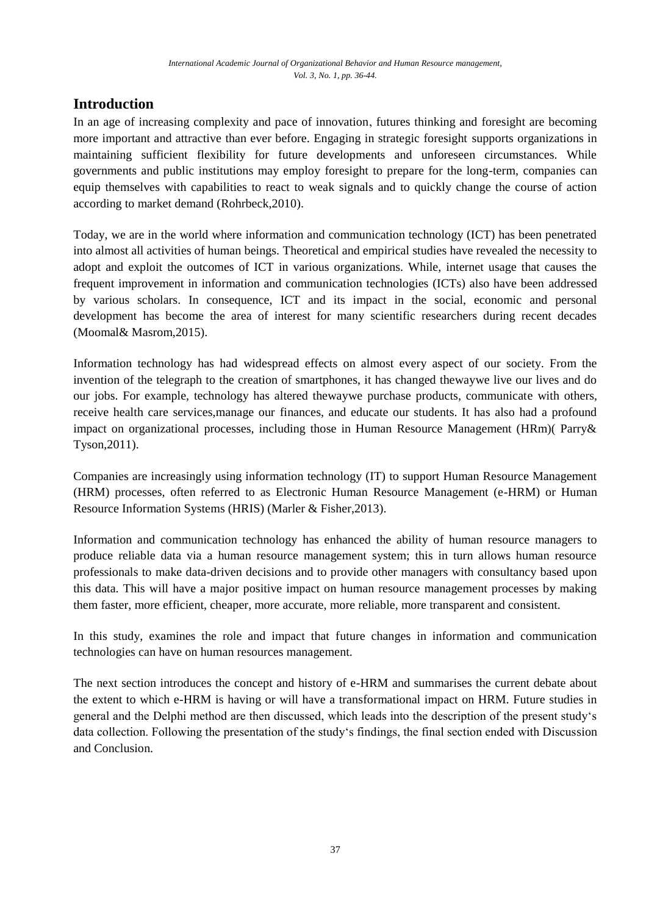## Introduction

In an age of increasing complexity and pace of innovation, futures thinking and foresight are becoming more important and attractive than ever before. Engaging in strategic foresight supports organizations in maintaining sufficient flexibility for future developments and unforeseen circumstances. While governments and public institutions may employ foresight to prepare for the long-term, companies can equip themselves with capabilities to react to weak signals and to quickly change the course of action according to market demand (Rohrbeck,2010).

Today, we are in the world where information and communication technology (ICT) has been penetrated into almost all activities of human beings. Theoretical and empirical studies have revealed the necessity to adopt and exploit the outcomes of ICT in various organizations. While, internet usage that causes the frequent improvement in information and communication technologies (ICTs) also have been addressed by various scholars. In consequence, ICT and its impact in the social, economic and personal development has become the area of interest for many scientific researchers during recent decades (Moomal& Masrom,2015).

Information technology has had widespread effects on almost every aspect of our society. From the invention of the telegraph to the creation of smartphones, it has changed thewaywe live our lives and do our jobs. For example, technology has altered thewaywe purchase products, communicate with others, receive health care services,manage our finances, and educate our students. It has also had a profound impact on organizational processes, including those in Human Resource Management (HRm)( Parry& Tyson,2011).

Companies are increasingly using information technology (IT) to support Human Resource Management (HRM) processes, often referred to as Electronic Human Resource Management (e-HRM) or Human Resource Information Systems (HRIS) (Marler & Fisher,2013).

Information and communication technology has enhanced the ability of human resource managers to produce reliable data via a human resource management system; this in turn allows human resource professionals to make data-driven decisions and to provide other managers with consultancy based upon this data. This will have a major positive impact on human resource management processes by making them faster, more efficient, cheaper, more accurate, more reliable, more transparent and consistent.

In this study, examines the role and impact that future changes in information and communication technologies can have on human resources management.

The next section introduces the concept and history of e-HRM and summarises the current debate about the extent to which e-HRM is having or will have a transformational impact on HRM. Future studies in general and the Delphi method are then discussed, which leads into the description of the present study's data collection. Following the presentation of the study's findings, the final section ended with Discussion and Conclusion.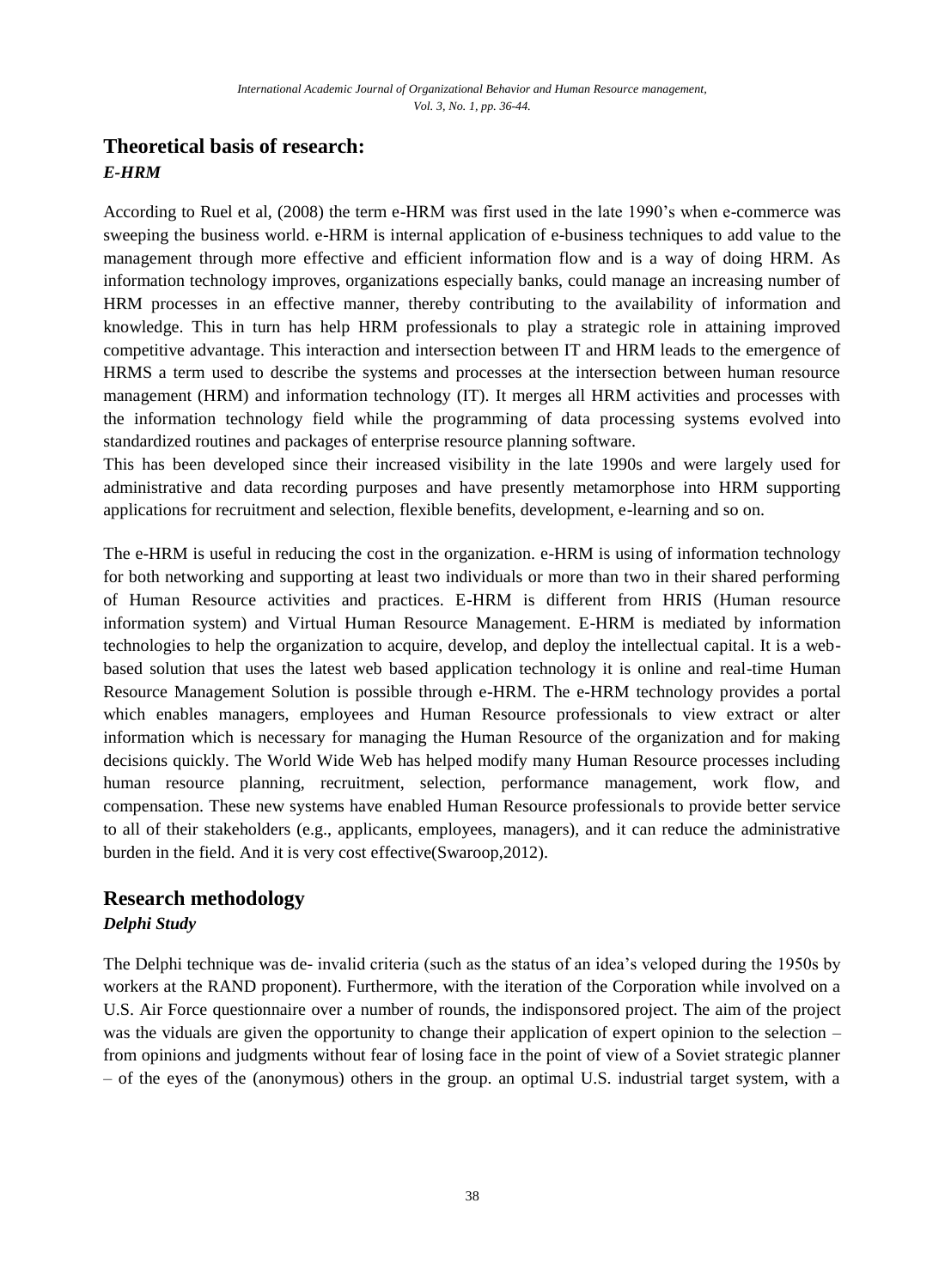## Theoretical basis of research:

### *E-HRM*

According to Ruel et al, (2008) the term e-HRM was first used in the late 1990's when e-commerce was sweeping the business world. e-HRM is internal application of e-business techniques to add value to the management through more effective and efficient information flow and is a way of doing HRM. As information technology improves, organizations especially banks, could manage an increasing number of HRM processes in an effective manner, thereby contributing to the availability of information and knowledge. This in turn has help HRM professionals to play a strategic role in attaining improved competitive advantage. This interaction and intersection between IT and HRM leads to the emergence of HRMS a term used to describe the systems and processes at the intersection between human resource management (HRM) and information technology (IT). It merges all HRM activities and processes with the information technology field while the programming of data processing systems evolved into standardized routines and packages of enterprise resource planning software.

This has been developed since their increased visibility in the late 1990s and were largely used for administrative and data recording purposes and have presently metamorphose into HRM supporting applications for recruitment and selection, flexible benefits, development, e-learning and so on.

The e-HRM is useful in reducing the cost in the organization. e-HRM is using of information technology for both networking and supporting at least two individuals or more than two in their shared performing of Human Resource activities and practices. E-HRM is different from HRIS (Human resource information system) and Virtual Human Resource Management. E-HRM is mediated by information technologies to help the organization to acquire, develop, and deploy the intellectual capital. It is a web-based solution that uses the latest web based application technology it is online and real-time Human Resource Management Solution is possible through e-HRM. The e-HRM technology provides a portal which enables managers, employees and Human Resource professionals to view extract or alter information which is necessary for managing the Human Resource of the organization and for making decisions quickly. The World Wide Web has helped modify many Human Resource processes including human resource planning, recruitment, selection, performance management, work flow, and compensation. These new systems have enabled Human Resource professionals to provide better service to all of their stakeholders (e.g., applicants, employees, managers), and it can reduce the administrative burden in the field. And it is very cost effective(Swaroop,2012).

## Research methodology

### *Delphi Study*

The Delphi technique was de- invalid criteria (such as the status of an idea's veloped during the 1950s by workers at the RAND proponent). Furthermore, with the iteration of the Corporation while involved on a U.S. Air Force questionnaire over a number of rounds, the indisponsored project. The aim of the project was the viduals are given the opportunity to change their application of expert opinion to the selection – from opinions and judgments without fear of losing face in the point of view of a Soviet strategic planner – of the eyes of the (anonymous) others in the group. an optimal U.S. industrial target system, with a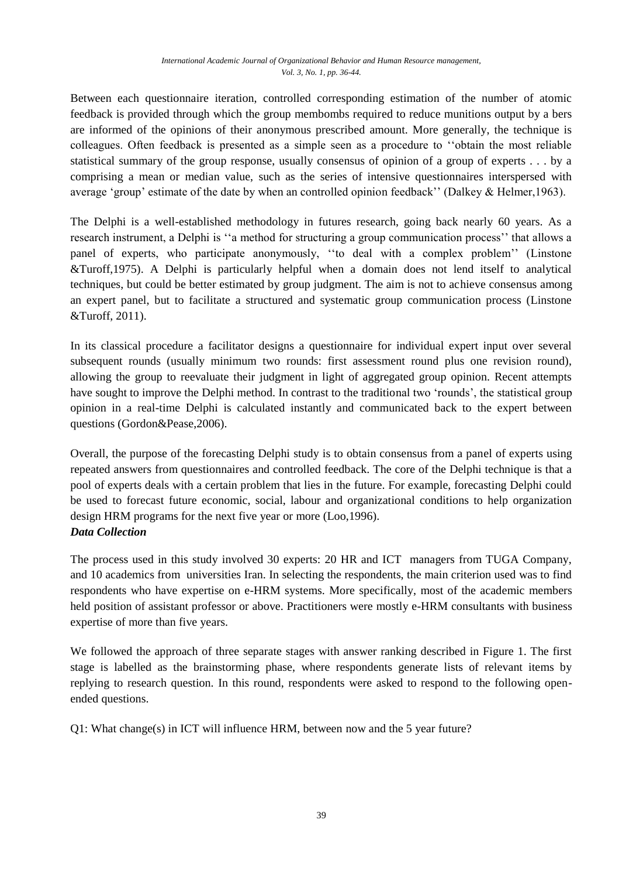Between each questionnaire iteration, controlled corresponding estimation of the number of atomic feedback is provided through which the group membombs required to reduce munitions output by a bers are informed of the opinions of their anonymous prescribed amount. More generally, the technique is colleagues. Often feedback is presented as a simple seen as a procedure to ''obtain the most reliable statistical summary of the group response, usually consensus of opinion of a group of experts . . . by a comprising a mean or median value, such as the series of intensive questionnaires interspersed with average 'group' estimate of the date by when an controlled opinion feedback'' (Dalkey & Helmer,1963).

The Delphi is a well-established methodology in futures research, going back nearly 60 years. As a research instrument, a Delphi is ''a method for structuring a group communication process'' that allows a panel of experts, who participate anonymously, ''to deal with a complex problem'' (Linstone &Turoff,1975). A Delphi is particularly helpful when a domain does not lend itself to analytical techniques, but could be better estimated by group judgment. The aim is not to achieve consensus among an expert panel, but to facilitate a structured and systematic group communication process (Linstone &Turoff, 2011).

In its classical procedure a facilitator designs a questionnaire for individual expert input over several subsequent rounds (usually minimum two rounds: first assessment round plus one revision round), allowing the group to reevaluate their judgment in light of aggregated group opinion. Recent attempts have sought to improve the Delphi method. In contrast to the traditional two 'rounds', the statistical group opinion in a real-time Delphi is calculated instantly and communicated back to the expert between questions (Gordon&Pease,2006).

Overall, the purpose of the forecasting Delphi study is to obtain consensus from a panel of experts using repeated answers from questionnaires and controlled feedback. The core of the Delphi technique is that a pool of experts deals with a certain problem that lies in the future. For example, forecasting Delphi could be used to forecast future economic, social, labour and organizational conditions to help organization design HRM programs for the next five year or more (Loo,1996).

***Data Collection***

The process used in this study involved 30 experts: 20 HR and ICT managers from TUGA Company, and 10 academics from universities Iran. In selecting the respondents, the main criterion used was to find respondents who have expertise on e-HRM systems. More specifically, most of the academic members held position of assistant professor or above. Practitioners were mostly e-HRM consultants with business expertise of more than five years.

We followed the approach of three separate stages with answer ranking described in Figure 1. The first stage is labelled as the brainstorming phase, where respondents generate lists of relevant items by replying to research question. In this round, respondents were asked to respond to the following open-ended questions.

Q1: What change(s) in ICT will influence HRM, between now and the 5 year future?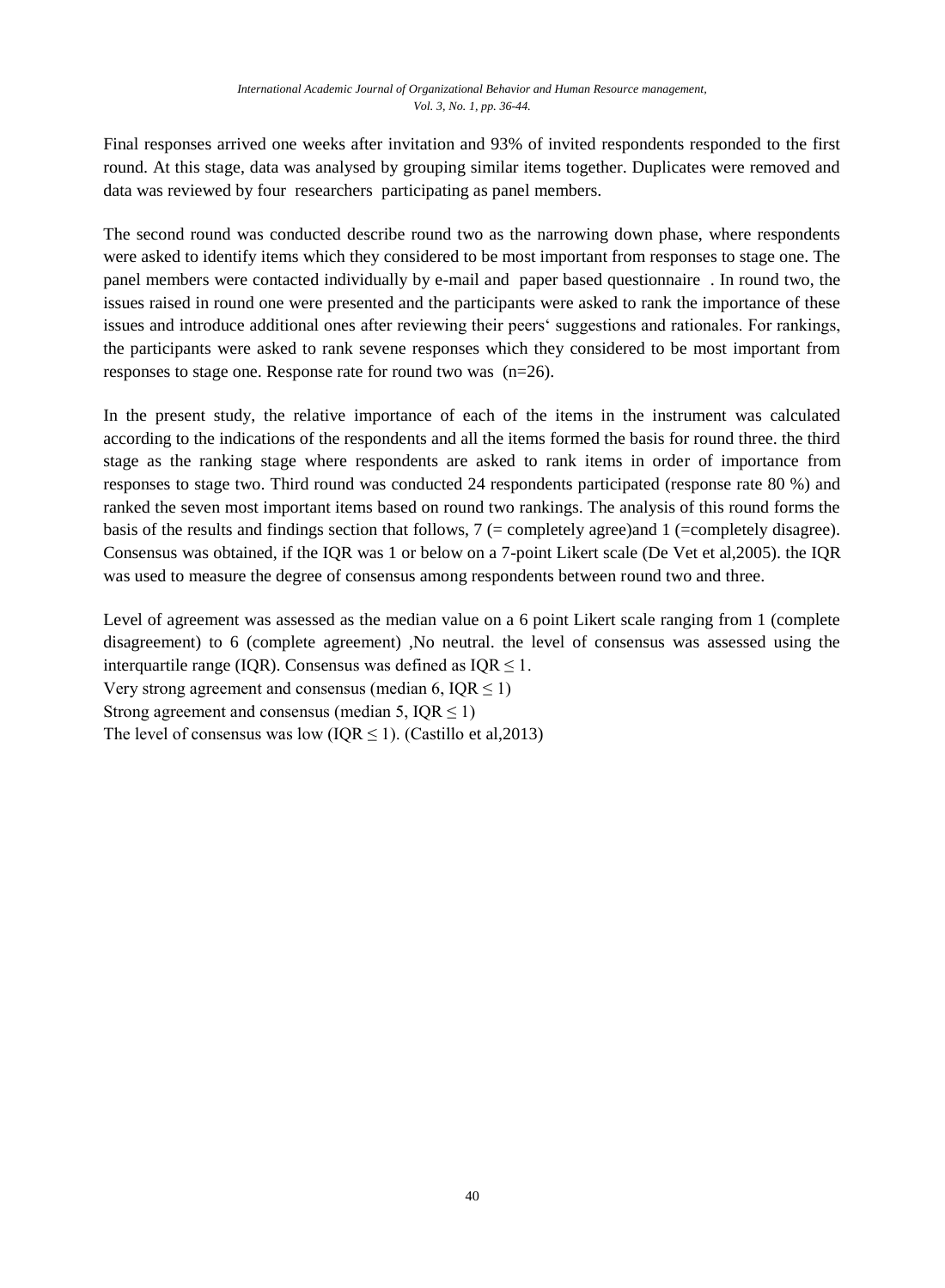Final responses arrived one weeks after invitation and 93% of invited respondents responded to the first round. At this stage, data was analysed by grouping similar items together. Duplicates were removed and data was reviewed by four researchers participating as panel members.

The second round was conducted describe round two as the narrowing down phase, where respondents were asked to identify items which they considered to be most important from responses to stage one. The panel members were contacted individually by e-mail and paper based questionnaire . In round two, the issues raised in round one were presented and the participants were asked to rank the importance of these issues and introduce additional ones after reviewing their peers' suggestions and rationales. For rankings, the participants were asked to rank sevene responses which they considered to be most important from responses to stage one. Response rate for round two was (n=26).

In the present study, the relative importance of each of the items in the instrument was calculated according to the indications of the respondents and all the items formed the basis for round three. the third stage as the ranking stage where respondents are asked to rank items in order of importance from responses to stage two. Third round was conducted 24 respondents participated (response rate 80 %) and ranked the seven most important items based on round two rankings. The analysis of this round forms the basis of the results and findings section that follows, 7 (= completely agree)and 1 (=completely disagree). Consensus was obtained, if the IQR was 1 or below on a 7-point Likert scale (De Vet et al,2005). the IQR was used to measure the degree of consensus among respondents between round two and three.

Level of agreement was assessed as the median value on a 6 point Likert scale ranging from 1 (complete disagreement) to 6 (complete agreement) ,No neutral. the level of consensus was assessed using the interquartile range (IQR). Consensus was defined as IQR $\leq$ 1.

Very strong agreement and consensus (median 6, IQR $\leq$ 1)

Strong agreement and consensus (median 5, IQR $\leq$ 1)

The level of consensus was low (IQR $\leq$ 1). (Castillo et al,2013)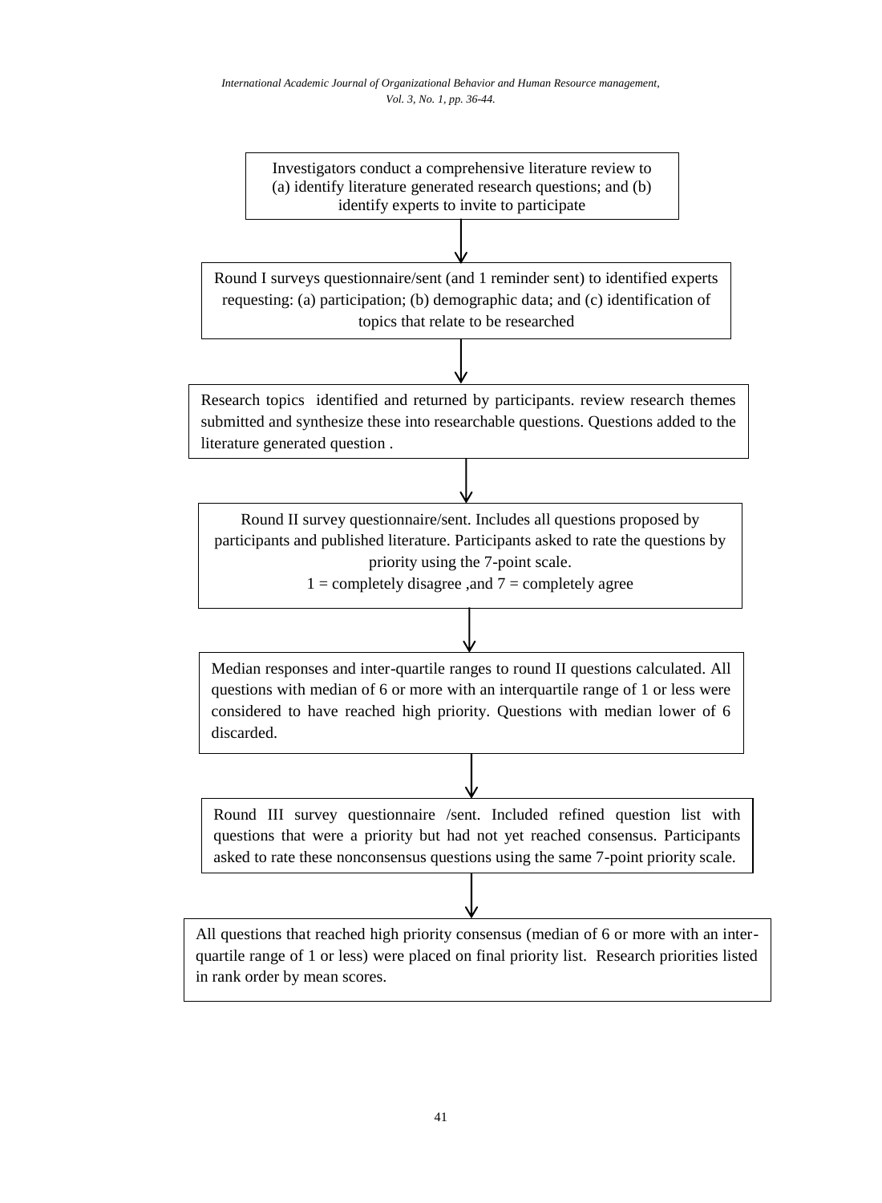Investigators conduct a comprehensive literature review to (a) identify literature generated research questions; and (b) identify experts to invite to participate

↓

Round I surveys questionnaire/sent (and 1 reminder sent) to identified experts requesting: (a) participation; (b) demographic data; and (c) identification of topics that relate to be researched

↓

Research topics identified and returned by participants. review research themes submitted and synthesize these into researchable questions. Questions added to the literature generated question .

↓

Round II survey questionnaire/sent. Includes all questions proposed by participants and published literature. Participants asked to rate the questions by priority using the 7-point scale.
1 = completely disagree ,and 7 = completely agree

↓

Median responses and inter-quartile ranges to round II questions calculated. All questions with median of 6 or more with an interquartile range of 1 or less were considered to have reached high priority. Questions with median lower of 6 discarded.

↓

Round III survey questionnaire /sent. Included refined question list with questions that were a priority but had not yet reached consensus. Participants asked to rate these nonconsensus questions using the same 7-point priority scale.

↓

All questions that reached high priority consensus (median of 6 or more with an inter-quartile range of 1 or less) were placed on final priority list. Research priorities listed in rank order by mean scores.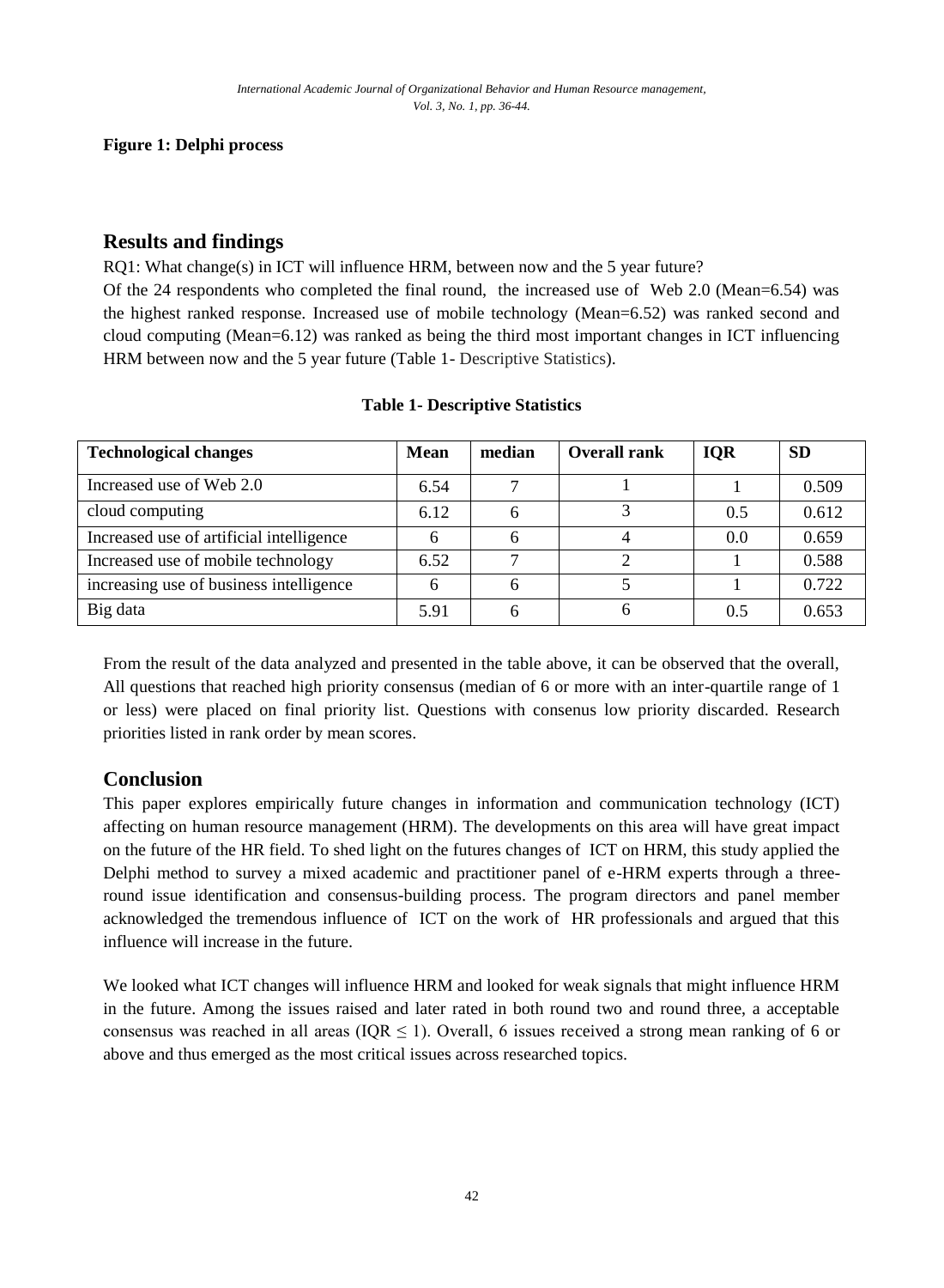**Figure 1: Delphi process**

## Results and findings

RQ1: What change(s) in ICT will influence HRM, between now and the 5 year future?

Of the 24 respondents who completed the final round, the increased use of Web 2.0 (Mean=6.54) was the highest ranked response. Increased use of mobile technology (Mean=6.52) was ranked second and cloud computing (Mean=6.12) was ranked as being the third most important changes in ICT influencing HRM between now and the 5 year future (Table 1- Descriptive Statistics).

**Table 1- Descriptive Statistics**

| Technological changes | Mean | median | Overall rank | IQR | SD |
|---|---|---|---|---|---|
| Increased use of Web 2.0 | 6.54 | 7 | 1 | 1 | 0.509 |
| cloud computing | 6.12 | 6 | 3 | 0.5 | 0.612 |
| Increased use of artificial intelligence | 6 | 6 | 4 | 0.0 | 0.659 |
| Increased use of mobile technology | 6.52 | 7 | 2 | 1 | 0.588 |
| increasing use of business intelligence | 6 | 6 | 5 | 1 | 0.722 |
| Big data | 5.91 | 6 | 6 | 0.5 | 0.653 |

From the result of the data analyzed and presented in the table above, it can be observed that the overall, All questions that reached high priority consensus (median of 6 or more with an inter-quartile range of 1 or less) were placed on final priority list. Questions with consenus low priority discarded. Research priorities listed in rank order by mean scores.

## Conclusion

This paper explores empirically future changes in information and communication technology (ICT) affecting on human resource management (HRM). The developments on this area will have great impact on the future of the HR field. To shed light on the futures changes of ICT on HRM, this study applied the Delphi method to survey a mixed academic and practitioner panel of e-HRM experts through a three-round issue identification and consensus-building process. The program directors and panel member acknowledged the tremendous influence of ICT on the work of HR professionals and argued that this influence will increase in the future.

We looked what ICT changes will influence HRM and looked for weak signals that might influence HRM in the future. Among the issues raised and later rated in both round two and round three, a acceptable consensus was reached in all areas (IQR $\leq$ 1). Overall, 6 issues received a strong mean ranking of 6 or above and thus emerged as the most critical issues across researched topics.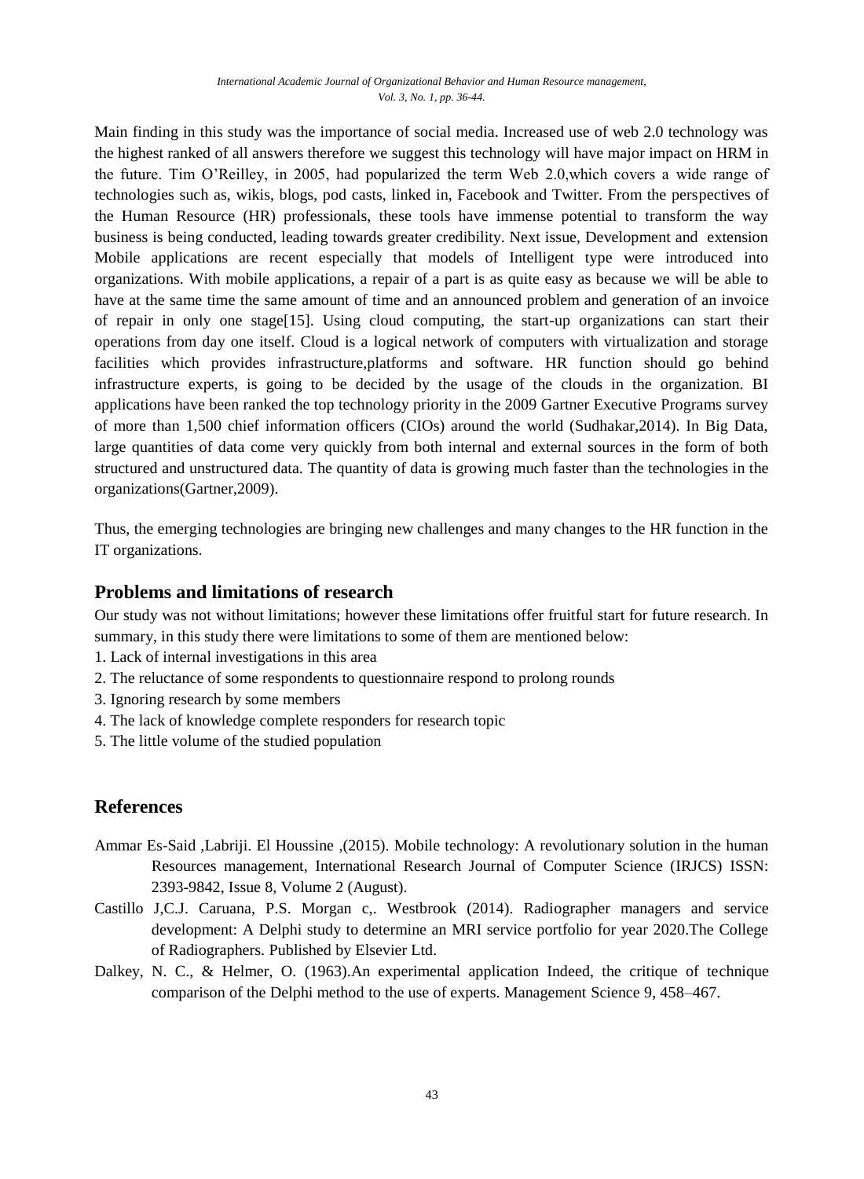Main finding in this study was the importance of social media. Increased use of web 2.0 technology was the highest ranked of all answers therefore we suggest this technology will have major impact on HRM in the future. Tim O'Reilley, in 2005, had popularized the term Web 2.0,which covers a wide range of technologies such as, wikis, blogs, pod casts, linked in, Facebook and Twitter. From the perspectives of the Human Resource (HR) professionals, these tools have immense potential to transform the way business is being conducted, leading towards greater credibility. Next issue, Development and extension Mobile applications are recent especially that models of Intelligent type were introduced into organizations. With mobile applications, a repair of a part is as quite easy as because we will be able to have at the same time the same amount of time and an announced problem and generation of an invoice of repair in only one stage[15]. Using cloud computing, the start-up organizations can start their operations from day one itself. Cloud is a logical network of computers with virtualization and storage facilities which provides infrastructure,platforms and software. HR function should go behind infrastructure experts, is going to be decided by the usage of the clouds in the organization. BI applications have been ranked the top technology priority in the 2009 Gartner Executive Programs survey of more than 1,500 chief information officers (CIOs) around the world (Sudhakar,2014). In Big Data, large quantities of data come very quickly from both internal and external sources in the form of both structured and unstructured data. The quantity of data is growing much faster than the technologies in the organizations(Gartner,2009).

Thus, the emerging technologies are bringing new challenges and many changes to the HR function in the IT organizations.

## Problems and limitations of research

Our study was not without limitations; however these limitations offer fruitful start for future research. In summary, in this study there were limitations to some of them are mentioned below:

1. Lack of internal investigations in this area
2. The reluctance of some respondents to questionnaire respond to prolong rounds
3. Ignoring research by some members
4. The lack of knowledge complete responders for research topic
5. The little volume of the studied population

## References

Ammar Es-Said ,Labriji. El Houssine ,(2015). Mobile technology: A revolutionary solution in the human Resources management, International Research Journal of Computer Science (IRJCS) ISSN: 2393-9842, Issue 8, Volume 2 (August).

Castillo J,C.J. Caruana, P.S. Morgan c,. Westbrook (2014). Radiographer managers and service development: A Delphi study to determine an MRI service portfolio for year 2020.The College of Radiographers. Published by Elsevier Ltd.

Dalkey, N. C., & Helmer, O. (1963).An experimental application Indeed, the critique of technique comparison of the Delphi method to the use of experts. Management Science 9, 458–467.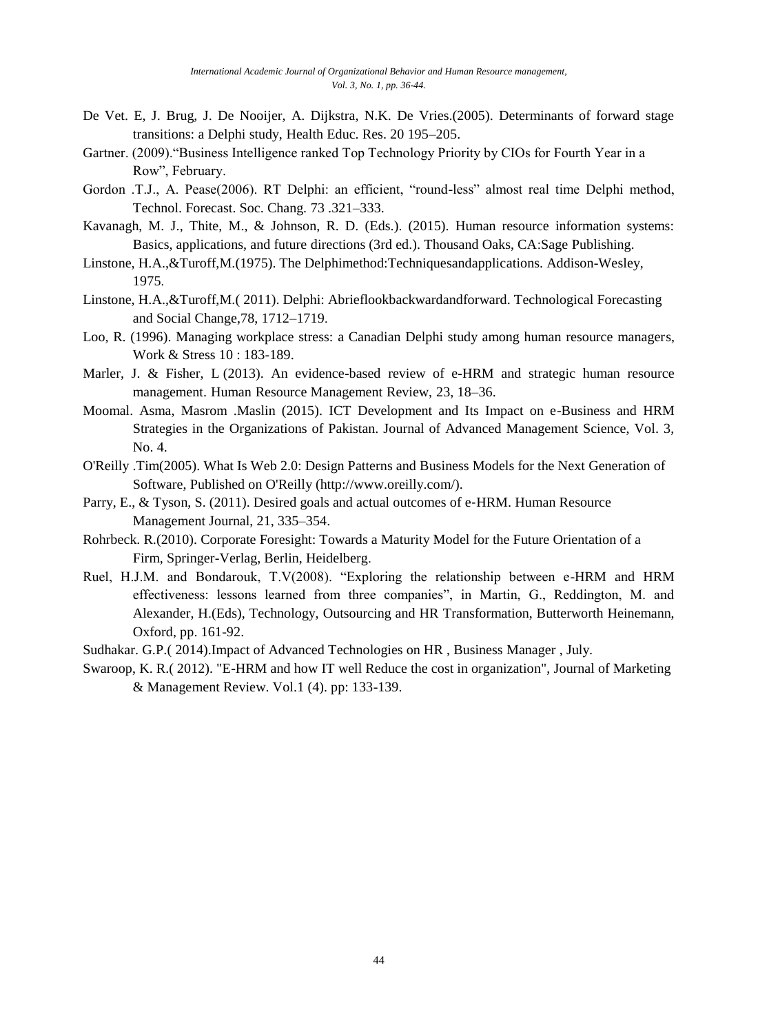De Vet. E, J. Brug, J. De Nooijer, A. Dijkstra, N.K. De Vries.(2005). Determinants of forward stage transitions: a Delphi study, Health Educ. Res. 20 195–205.

Gartner. (2009).“Business Intelligence ranked Top Technology Priority by CIOs for Fourth Year in a Row”, February.

Gordon .T.J., A. Pease(2006). RT Delphi: an efficient, “round-less” almost real time Delphi method, Technol. Forecast. Soc. Chang. 73 .321–333.

Kavanagh, M. J., Thite, M., & Johnson, R. D. (Eds.). (2015). Human resource information systems: Basics, applications, and future directions (3rd ed.). Thousand Oaks, CA:Sage Publishing.

Linstone, H.A.,&Turoff,M.(1975). The Delphimethod:Techniquesandapplications. Addison-Wesley, 1975.

Linstone, H.A.,&Turoff,M.( 2011). Delphi: Abrieflookbackwardandforward. Technological Forecasting and Social Change,78, 1712–1719.

Loo, R. (1996). Managing workplace stress: a Canadian Delphi study among human resource managers, Work & Stress 10 : 183-189.

Marler, J. & Fisher, L (2013). An evidence-based review of e-HRM and strategic human resource management. Human Resource Management Review, 23, 18–36.

Moomal. Asma, Masrom .Maslin (2015). ICT Development and Its Impact on e-Business and HRM Strategies in the Organizations of Pakistan. Journal of Advanced Management Science, Vol. 3, No. 4.

O'Reilly .Tim(2005). What Is Web 2.0: Design Patterns and Business Models for the Next Generation of Software, Published on O'Reilly (http://www.oreilly.com/).

Parry, E., & Tyson, S. (2011). Desired goals and actual outcomes of e-HRM. Human Resource Management Journal, 21, 335–354.

Rohrbeck. R.(2010). Corporate Foresight: Towards a Maturity Model for the Future Orientation of a Firm, Springer-Verlag, Berlin, Heidelberg.

Ruel, H.J.M. and Bondarouk, T.V(2008). “Exploring the relationship between e-HRM and HRM effectiveness: lessons learned from three companies”, in Martin, G., Reddington, M. and Alexander, H.(Eds), Technology, Outsourcing and HR Transformation, Butterworth Heinemann, Oxford, pp. 161-92.

Sudhakar. G.P.( 2014).Impact of Advanced Technologies on HR , Business Manager , July.

Swaroop, K. R.( 2012). "E-HRM and how IT well Reduce the cost in organization", Journal of Marketing & Management Review. Vol.1 (4). pp: 133-139.